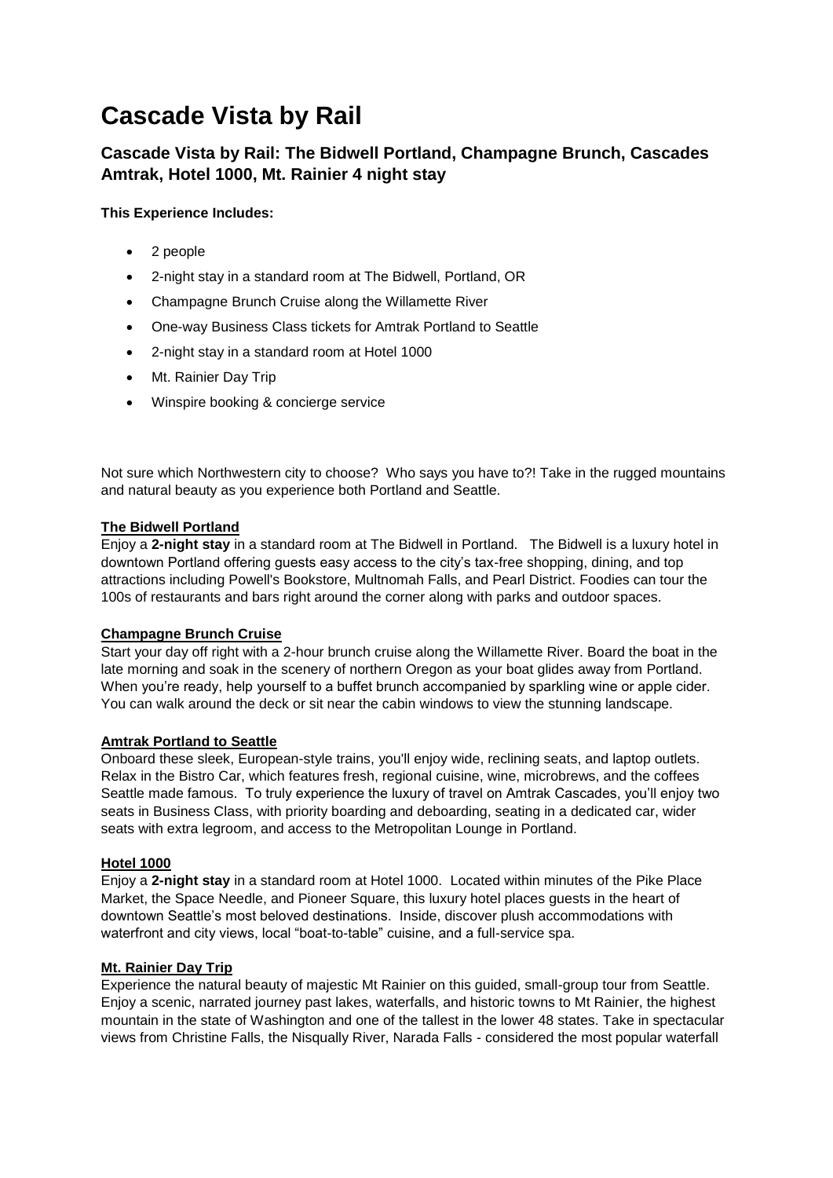# Cascade Vista by Rail

### Cascade Vista by Rail: The Bidwell Portland, Champagne Brunch, Cascades Amtrak, Hotel 1000, Mt. Rainier 4 night stay

**This Experience Includes:**

- 2 people
- 2-night stay in a standard room at The Bidwell, Portland, OR
- Champagne Brunch Cruise along the Willamette River
- One-way Business Class tickets for Amtrak Portland to Seattle
- 2-night stay in a standard room at Hotel 1000
- Mt. Rainier Day Trip
- Winspire booking & concierge service

Not sure which Northwestern city to choose? Who says you have to?! Take in the rugged mountains and natural beauty as you experience both Portland and Seattle.

**The Bidwell Portland**

Enjoy a **2-night stay** in a standard room at The Bidwell in Portland. The Bidwell is a luxury hotel in downtown Portland offering guests easy access to the city's tax-free shopping, dining, and top attractions including Powell's Bookstore, Multnomah Falls, and Pearl District. Foodies can tour the 100s of restaurants and bars right around the corner along with parks and outdoor spaces.

**Champagne Brunch Cruise**

Start your day off right with a 2-hour brunch cruise along the Willamette River. Board the boat in the late morning and soak in the scenery of northern Oregon as your boat glides away from Portland. When you're ready, help yourself to a buffet brunch accompanied by sparkling wine or apple cider. You can walk around the deck or sit near the cabin windows to view the stunning landscape.

**Amtrak Portland to Seattle**

Onboard these sleek, European-style trains, you'll enjoy wide, reclining seats, and laptop outlets. Relax in the Bistro Car, which features fresh, regional cuisine, wine, microbrews, and the coffees Seattle made famous. To truly experience the luxury of travel on Amtrak Cascades, you'll enjoy two seats in Business Class, with priority boarding and deboarding, seating in a dedicated car, wider seats with extra legroom, and access to the Metropolitan Lounge in Portland.

**Hotel 1000**

Enjoy a **2-night stay** in a standard room at Hotel 1000. Located within minutes of the Pike Place Market, the Space Needle, and Pioneer Square, this luxury hotel places guests in the heart of downtown Seattle's most beloved destinations. Inside, discover plush accommodations with waterfront and city views, local "boat-to-table" cuisine, and a full-service spa.

**Mt. Rainier Day Trip**

Experience the natural beauty of majestic Mt Rainier on this guided, small-group tour from Seattle. Enjoy a scenic, narrated journey past lakes, waterfalls, and historic towns to Mt Rainier, the highest mountain in the state of Washington and one of the tallest in the lower 48 states. Take in spectacular views from Christine Falls, the Nisqually River, Narada Falls - considered the most popular waterfall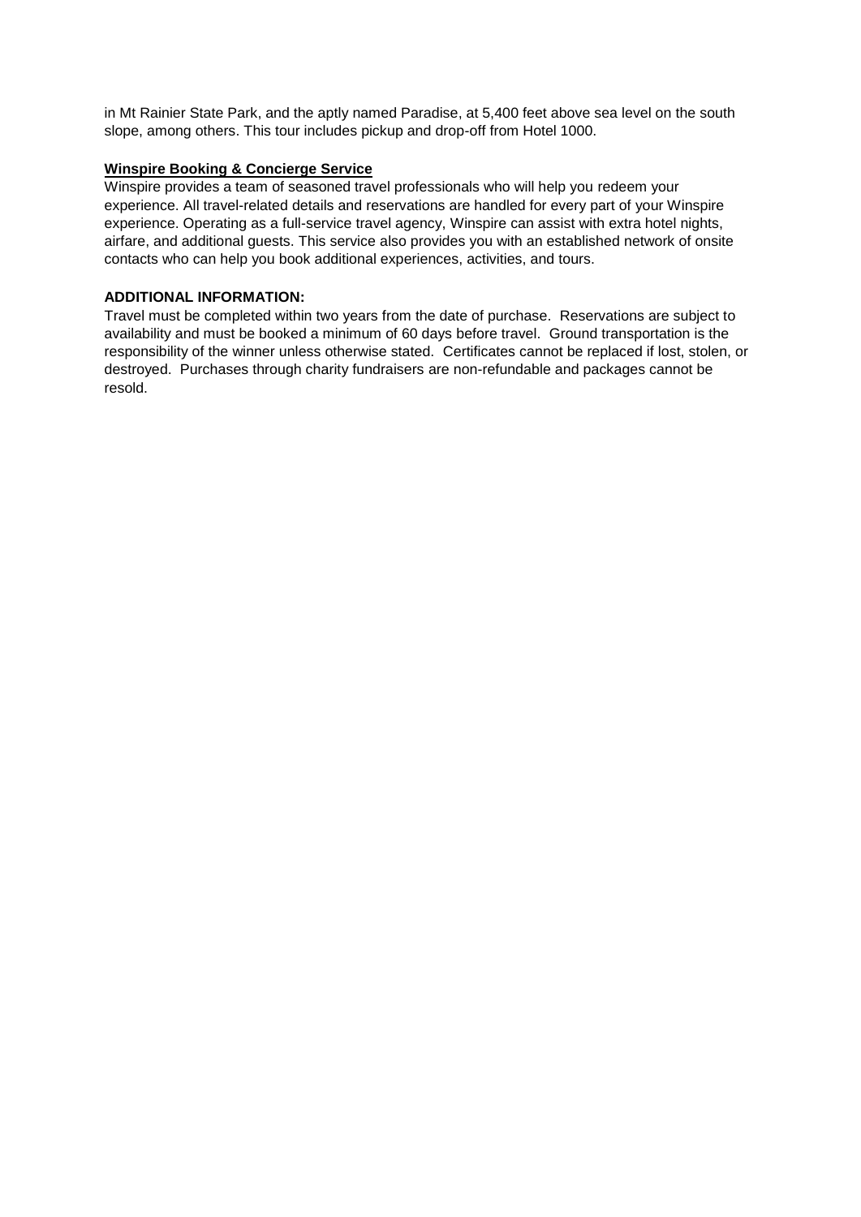in Mt Rainier State Park, and the aptly named Paradise, at 5,400 feet above sea level on the south slope, among others. This tour includes pickup and drop-off from Hotel 1000.

**Winspire Booking & Concierge Service**

Winspire provides a team of seasoned travel professionals who will help you redeem your experience. All travel-related details and reservations are handled for every part of your Winspire experience. Operating as a full-service travel agency, Winspire can assist with extra hotel nights, airfare, and additional guests. This service also provides you with an established network of onsite contacts who can help you book additional experiences, activities, and tours.

**ADDITIONAL INFORMATION:**

Travel must be completed within two years from the date of purchase. Reservations are subject to availability and must be booked a minimum of 60 days before travel. Ground transportation is the responsibility of the winner unless otherwise stated. Certificates cannot be replaced if lost, stolen, or destroyed. Purchases through charity fundraisers are non-refundable and packages cannot be resold.